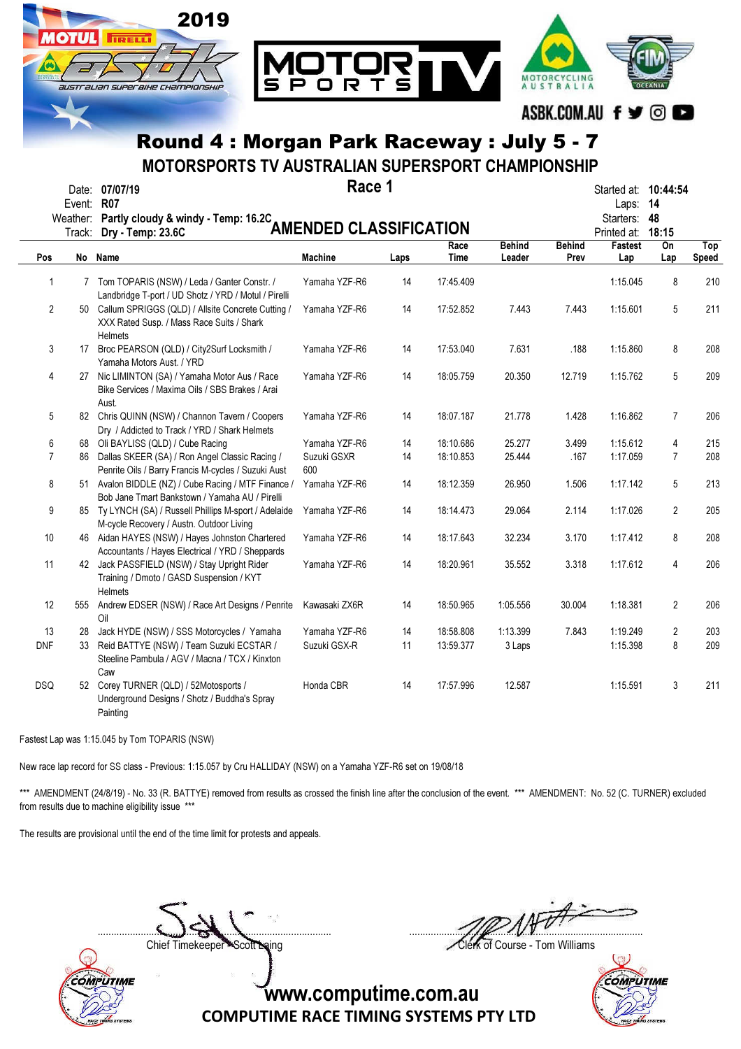2019 MOTUL PIRELLI ASBK Australian Superbike Championship

ASBK.COM.AU

# Round 4 : Morgan Park Raceway : July 5 - 7

## MOTORSPORTS TV AUSTRALIAN SUPERSPORT CHAMPIONSHIP

### Race 1

Date: **07/07/19**
Event: **R07**
Weather: **Partly cloudy & windy - Temp: 16.2C**
Track: **Dry - Temp: 23.6C**

**AMENDED CLASSIFICATION**

Started at: **10:44:54**
Laps: **14**
Starters: **48**
Printed at: **18:15**

| Pos | No | Name | Machine | Laps | Race Time | Behind Leader | Behind Prev | Fastest Lap | On Lap | Top Speed |
|---|---|---|---|---|---|---|---|---|---|---|
| 1 | 7 | Tom TOPARIS (NSW) / Leda / Ganter Constr. / Landbridge T-port / UD Shotz / YRD / Motul / Pirelli | Yamaha YZF-R6 | 14 | 17:45.409 | | | 1:15.045 | 8 | 210 |
| 2 | 50 | Callum SPRIGGS (QLD) / Allsite Concrete Cutting / XXX Rated Susp. / Mass Race Suits / Shark Helmets | Yamaha YZF-R6 | 14 | 17:52.852 | 7.443 | 7.443 | 1:15.601 | 5 | 211 |
| 3 | 17 | Broc PEARSON (QLD) / City2Surf Locksmith / Yamaha Motors Aust. / YRD | Yamaha YZF-R6 | 14 | 17:53.040 | 7.631 | .188 | 1:15.860 | 8 | 208 |
| 4 | 27 | Nic LIMINTON (SA) / Yamaha Motor Aus / Race Bike Services / Maxima Oils / SBS Brakes / Arai Aust. | Yamaha YZF-R6 | 14 | 18:05.759 | 20.350 | 12.719 | 1:15.762 | 5 | 209 |
| 5 | 82 | Chris QUINN (NSW) / Channon Tavern / Coopers Dry / Addicted to Track / YRD / Shark Helmets | Yamaha YZF-R6 | 14 | 18:07.187 | 21.778 | 1.428 | 1:16.862 | 7 | 206 |
| 6 | 68 | Oli BAYLISS (QLD) / Cube Racing | Yamaha YZF-R6 | 14 | 18:10.686 | 25.277 | 3.499 | 1:15.612 | 4 | 215 |
| 7 | 86 | Dallas SKEER (SA) / Ron Angel Classic Racing / Penrite Oils / Barry Francis M-cycles / Suzuki Aust | Suzuki GSXR 600 | 14 | 18:10.853 | 25.444 | .167 | 1:17.059 | 7 | 208 |
| 8 | 51 | Avalon BIDDLE (NZ) / Cube Racing / MTF Finance / Bob Jane Tmart Bankstown / Yamaha AU / Pirelli | Yamaha YZF-R6 | 14 | 18:12.359 | 26.950 | 1.506 | 1:17.142 | 5 | 213 |
| 9 | 85 | Ty LYNCH (SA) / Russell Phillips M-sport / Adelaide M-cycle Recovery / Austn. Outdoor Living | Yamaha YZF-R6 | 14 | 18:14.473 | 29.064 | 2.114 | 1:17.026 | 2 | 205 |
| 10 | 46 | Aidan HAYES (NSW) / Hayes Johnston Chartered Accountants / Hayes Electrical / YRD / Sheppards | Yamaha YZF-R6 | 14 | 18:17.643 | 32.234 | 3.170 | 1:17.412 | 8 | 208 |
| 11 | 42 | Jack PASSFIELD (NSW) / Stay Upright Rider Training / Dmoto / GASD Suspension / KYT Helmets | Yamaha YZF-R6 | 14 | 18:20.961 | 35.552 | 3.318 | 1:17.612 | 4 | 206 |
| 12 | 555 | Andrew EDSER (NSW) / Race Art Designs / Penrite Oil | Kawasaki ZX6R | 14 | 18:50.965 | 1:05.556 | 30.004 | 1:18.381 | 2 | 206 |
| 13 | 28 | Jack HYDE (NSW) / SSS Motorcycles / Yamaha | Yamaha YZF-R6 | 14 | 18:58.808 | 1:13.399 | 7.843 | 1:19.249 | 2 | 203 |
| DNF | 33 | Reid BATTYE (NSW) / Team Suzuki ECSTAR / Steeline Pambula / AGV / Macna / TCX / Kinxton Caw | Suzuki GSX-R | 11 | 13:59.377 | 3 Laps | | 1:15.398 | 8 | 209 |
| DSQ | 52 | Corey TURNER (QLD) / 52Motosports / Underground Designs / Shotz / Buddha's Spray Painting | Honda CBR | 14 | 17:57.996 | 12.587 | | 1:15.591 | 3 | 211 |

Fastest Lap was 1:15.045 by Tom TOPARIS (NSW)

New race lap record for SS class - Previous: 1:15.057 by Cru HALLIDAY (NSW) on a Yamaha YZF-R6 set on 19/08/18

*** AMENDMENT (24/8/19) - No. 33 (R. BATTYE) removed from results as crossed the finish line after the conclusion of the event. *** AMENDMENT: No. 52 (C. TURNER) excluded from results due to machine eligibility issue ***

The results are provisional until the end of the time limit for protests and appeals.

Chief Timekeeper - Scott Laing

Clerk of Course - Tom Williams

www.computime.com.au
COMPUTIME RACE TIMING SYSTEMS PTY LTD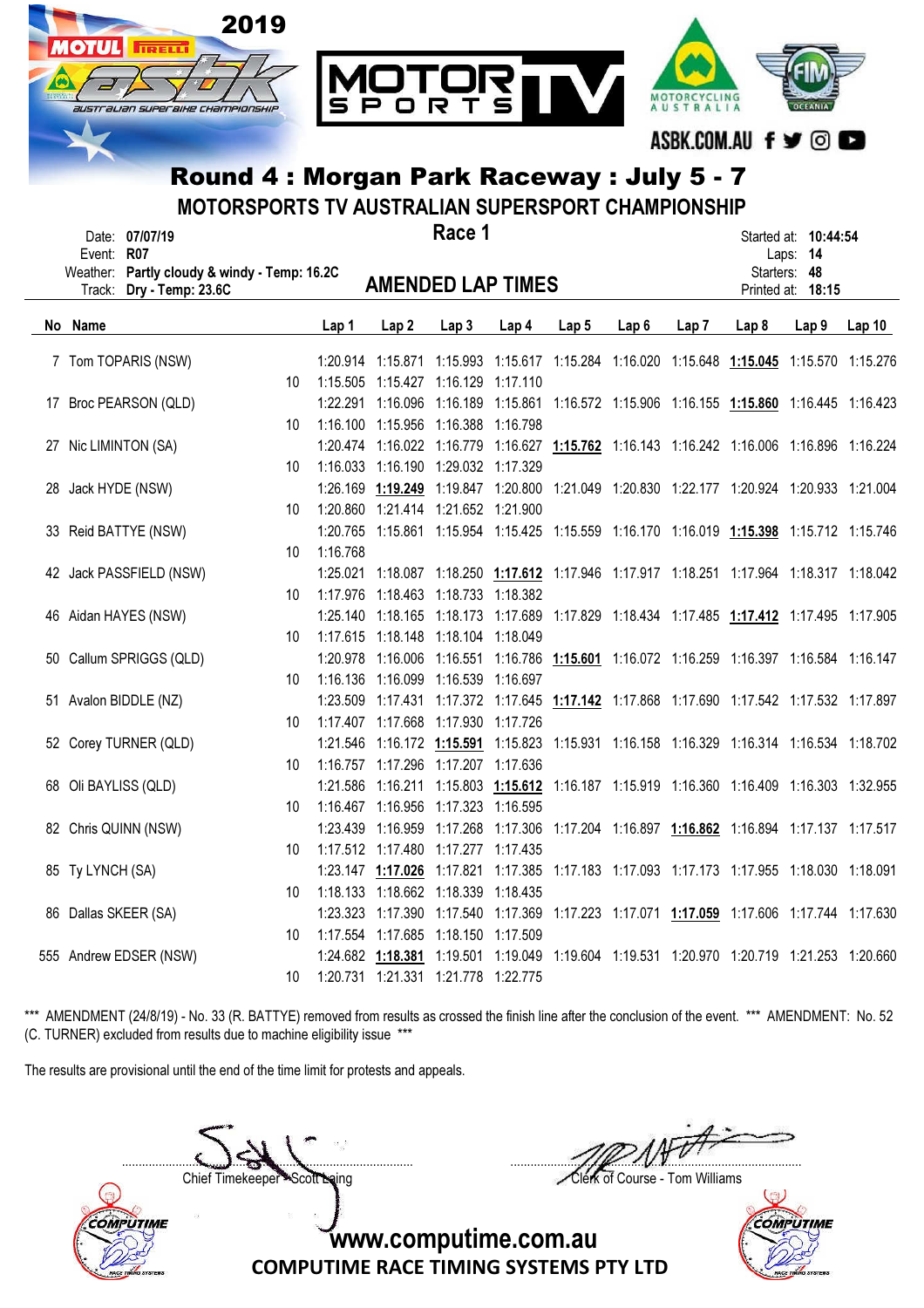## Round 4 : Morgan Park Raceway : July 5 - 7

### MOTORSPORTS TV AUSTRALIAN SUPERSPORT CHAMPIONSHIP

### Race 1

Date: **07/07/19**
Event: **R07**
Weather: **Partly cloudy & windy - Temp: 16.2C**
Track: **Dry - Temp: 23.6C**

Started at: **10:44:54**
Laps: **14**
Starters: **48**
Printed at: **18:15**

### AMENDED LAP TIMES

| No | Name | | Lap 1 | Lap 2 | Lap 3 | Lap 4 | Lap 5 | Lap 6 | Lap 7 | Lap 8 | Lap 9 | Lap 10 |
|---|---|---|---|---|---|---|---|---|---|---|---|---|
| 7 | Tom TOPARIS (NSW) | | 1:20.914 | 1:15.871 | 1:15.993 | 1:15.617 | 1:15.284 | 1:16.020 | 1:15.648 | **1:15.045** | 1:15.570 | 1:15.276 |
| | | 10 | 1:15.505 | 1:15.427 | 1:16.129 | 1:17.110 | | | | | | |
| 17 | Broc PEARSON (QLD) | | 1:22.291 | 1:16.096 | 1:16.189 | 1:15.861 | 1:16.572 | 1:15.906 | 1:16.155 | **1:15.860** | 1:16.445 | 1:16.423 |
| | | 10 | 1:16.100 | 1:15.956 | 1:16.388 | 1:16.798 | | | | | | |
| 27 | Nic LIMINTON (SA) | | 1:20.474 | 1:16.022 | 1:16.779 | 1:16.627 | **1:15.762** | 1:16.143 | 1:16.242 | 1:16.006 | 1:16.896 | 1:16.224 |
| | | 10 | 1:16.033 | 1:16.190 | 1:29.032 | 1:17.329 | | | | | | |
| 28 | Jack HYDE (NSW) | | 1:26.169 | **1:19.249** | 1:19.847 | 1:20.800 | 1:21.049 | 1:20.830 | 1:22.177 | 1:20.924 | 1:20.933 | 1:21.004 |
| | | 10 | 1:20.860 | 1:21.414 | 1:21.652 | 1:21.900 | | | | | | |
| 33 | Reid BATTYE (NSW) | | 1:20.765 | 1:15.861 | 1:15.954 | 1:15.425 | 1:15.559 | 1:16.170 | 1:16.019 | **1:15.398** | 1:15.712 | 1:15.746 |
| | | 10 | 1:16.768 | | | | | | | | | |
| 42 | Jack PASSFIELD (NSW) | | 1:25.021 | 1:18.087 | 1:18.250 | **1:17.612** | 1:17.946 | 1:17.917 | 1:18.251 | 1:17.964 | 1:18.317 | 1:18.042 |
| | | 10 | 1:17.976 | 1:18.463 | 1:18.733 | 1:18.382 | | | | | | |
| 46 | Aidan HAYES (NSW) | | 1:25.140 | 1:18.165 | 1:18.173 | 1:17.689 | 1:17.829 | 1:18.434 | 1:17.485 | **1:17.412** | 1:17.495 | 1:17.905 |
| | | 10 | 1:17.615 | 1:18.148 | 1:18.104 | 1:18.049 | | | | | | |
| 50 | Callum SPRIGGS (QLD) | | 1:20.978 | 1:16.006 | 1:16.551 | 1:16.786 | **1:15.601** | 1:16.072 | 1:16.259 | 1:16.397 | 1:16.584 | 1:16.147 |
| | | 10 | 1:16.136 | 1:16.099 | 1:16.539 | 1:16.697 | | | | | | |
| 51 | Avalon BIDDLE (NZ) | | 1:23.509 | 1:17.431 | 1:17.372 | 1:17.645 | **1:17.142** | 1:17.868 | 1:17.690 | 1:17.542 | 1:17.532 | 1:17.897 |
| | | 10 | 1:17.407 | 1:17.668 | 1:17.930 | 1:17.726 | | | | | | |
| 52 | Corey TURNER (QLD) | | 1:21.546 | 1:16.172 | **1:15.591** | 1:15.823 | 1:15.931 | 1:16.158 | 1:16.329 | 1:16.314 | 1:16.534 | 1:18.702 |
| | | 10 | 1:16.757 | 1:17.296 | 1:17.207 | 1:17.636 | | | | | | |
| 68 | Oli BAYLISS (QLD) | | 1:21.586 | 1:16.211 | 1:15.803 | **1:15.612** | 1:16.187 | 1:15.919 | 1:16.360 | 1:16.409 | 1:16.303 | 1:32.955 |
| | | 10 | 1:16.467 | 1:16.956 | 1:17.323 | 1:16.595 | | | | | | |
| 82 | Chris QUINN (NSW) | | 1:23.439 | 1:16.959 | 1:17.268 | 1:17.306 | 1:17.204 | 1:16.897 | **1:16.862** | 1:16.894 | 1:17.137 | 1:17.517 |
| | | 10 | 1:17.512 | 1:17.480 | 1:17.277 | 1:17.435 | | | | | | |
| 85 | Ty LYNCH (SA) | | 1:23.147 | **1:17.026** | 1:17.821 | 1:17.385 | 1:17.183 | 1:17.093 | 1:17.173 | 1:17.955 | 1:18.030 | 1:18.091 |
| | | 10 | 1:18.133 | 1:18.662 | 1:18.339 | 1:18.435 | | | | | | |
| 86 | Dallas SKEER (SA) | | 1:23.323 | 1:17.390 | 1:17.540 | 1:17.369 | 1:17.223 | 1:17.071 | **1:17.059** | 1:17.606 | 1:17.744 | 1:17.630 |
| | | 10 | 1:17.554 | 1:17.685 | 1:18.150 | 1:17.509 | | | | | | |
| 555 | Andrew EDSER (NSW) | | 1:24.682 | **1:18.381** | 1:19.501 | 1:19.049 | 1:19.604 | 1:19.531 | 1:20.970 | 1:20.719 | 1:21.253 | 1:20.660 |
| | | 10 | 1:20.731 | 1:21.331 | 1:21.778 | 1:22.775 | | | | | | |

*** AMENDMENT (24/8/19) - No. 33 (R. BATTYE) removed from results as crossed the finish line after the conclusion of the event. *** AMENDMENT: No. 52 (C. TURNER) excluded from results due to machine eligibility issue ***

The results are provisional until the end of the time limit for protests and appeals.

Chief Timekeeper - Scott Laing

Clerk of Course - Tom Williams

www.computime.com.au

COMPUTIME RACE TIMING SYSTEMS PTY LTD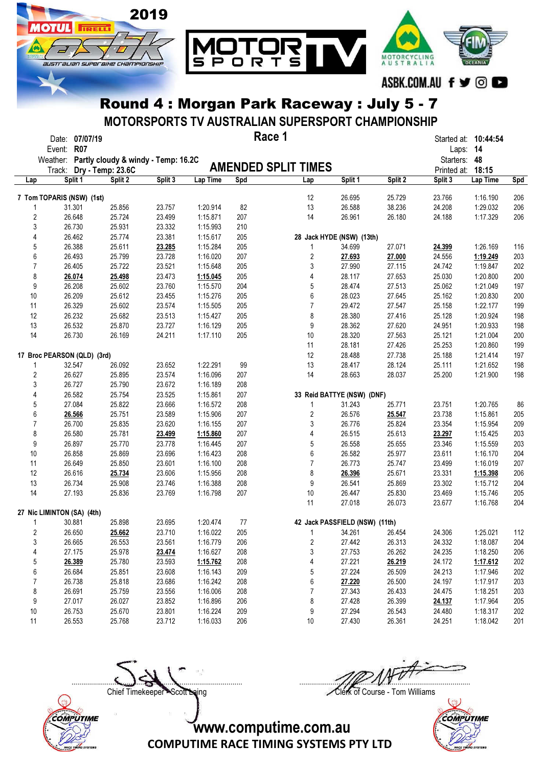# Round 4 : Morgan Park Raceway : July 5 - 7

## MOTORSPORTS TV AUSTRALIAN SUPERSPORT CHAMPIONSHIP

Date: 07/07/19
Event: R07
Weather: Partly cloudy & windy - Temp: 16.2C
Track: Dry - Temp: 23.6C

**Race 1**

**AMENDED SPLIT TIMES**

Started at: 10:44:54
Laps: 14
Starters: 48
Printed at: 18:15

| Lap | Split 1 | Split 2 | Split 3 | Lap Time | Spd |
|---|---|---|---|---|---|
| **7 Tom TOPARIS (NSW) (1st)** | | | | | |
| 1 | 31.301 | 25.856 | 23.757 | 1:20.914 | 82 |
| 2 | 26.648 | 25.724 | 23.499 | 1:15.871 | 207 |
| 3 | 26.730 | 25.931 | 23.332 | 1:15.993 | 210 |
| 4 | 26.462 | 25.774 | 23.381 | 1:15.617 | 205 |
| 5 | 26.388 | 25.611 | **23.285** | 1:15.284 | 205 |
| 6 | 26.493 | 25.799 | 23.728 | 1:16.020 | 207 |
| 7 | 26.405 | 25.722 | 23.521 | 1:15.648 | 205 |
| 8 | **26.074** | **25.498** | 23.473 | **1:15.045** | 205 |
| 9 | 26.208 | 25.602 | 23.760 | 1:15.570 | 204 |
| 10 | 26.209 | 25.612 | 23.455 | 1:15.276 | 205 |
| 11 | 26.329 | 25.602 | 23.574 | 1:15.505 | 205 |
| 12 | 26.232 | 25.682 | 23.513 | 1:15.427 | 205 |
| 13 | 26.532 | 25.870 | 23.727 | 1:16.129 | 205 |
| 14 | 26.730 | 26.169 | 24.211 | 1:17.110 | 205 |
| **17 Broc PEARSON (QLD) (3rd)** | | | | | |
| 1 | 32.547 | 26.092 | 23.652 | 1:22.291 | 99 |
| 2 | 26.627 | 25.895 | 23.574 | 1:16.096 | 207 |
| 3 | 26.727 | 25.790 | 23.672 | 1:16.189 | 208 |
| 4 | 26.582 | 25.754 | 23.525 | 1:15.861 | 207 |
| 5 | 27.084 | 25.822 | 23.666 | 1:16.572 | 208 |
| 6 | **26.566** | 25.751 | 23.589 | 1:15.906 | 207 |
| 7 | 26.700 | 25.835 | 23.620 | 1:16.155 | 207 |
| 8 | 26.580 | 25.781 | **23.499** | **1:15.860** | 207 |
| 9 | 26.897 | 25.770 | 23.778 | 1:16.445 | 207 |
| 10 | 26.858 | 25.869 | 23.696 | 1:16.423 | 208 |
| 11 | 26.649 | 25.850 | 23.601 | 1:16.100 | 208 |
| 12 | 26.616 | **25.734** | 23.606 | 1:15.956 | 208 |
| 13 | 26.734 | 25.908 | 23.746 | 1:16.388 | 208 |
| 14 | 27.193 | 25.836 | 23.769 | 1:16.798 | 207 |
| **27 Nic LIMINTON (SA) (4th)** | | | | | |
| 1 | 30.881 | 25.898 | 23.695 | 1:20.474 | 77 |
| 2 | 26.650 | **25.662** | 23.710 | 1:16.022 | 205 |
| 3 | 26.665 | 26.553 | 23.561 | 1:16.779 | 206 |
| 4 | 27.175 | 25.978 | **23.474** | 1:16.627 | 208 |
| 5 | **26.389** | 25.780 | 23.593 | **1:15.762** | 208 |
| 6 | 26.684 | 25.851 | 23.608 | 1:16.143 | 209 |
| 7 | 26.738 | 25.818 | 23.686 | 1:16.242 | 208 |
| 8 | 26.691 | 25.759 | 23.556 | 1:16.006 | 208 |
| 9 | 27.017 | 26.027 | 23.852 | 1:16.896 | 206 |
| 10 | 26.753 | 25.670 | 23.801 | 1:16.224 | 209 |
| 11 | 26.553 | 25.768 | 23.712 | 1:16.033 | 206 |
| 12 | 26.695 | 25.729 | 23.766 | 1:16.190 | 206 |
| 13 | 26.588 | 38.236 | 24.208 | 1:29.032 | 206 |
| 14 | 26.961 | 26.180 | 24.188 | 1:17.329 | 206 |
| **28 Jack HYDE (NSW) (13th)** | | | | | |
| 1 | 34.699 | 27.071 | **24.399** | 1:26.169 | 116 |
| 2 | **27.693** | **27.000** | 24.556 | **1:19.249** | 203 |
| 3 | 27.990 | 27.115 | 24.742 | 1:19.847 | 202 |
| 4 | 28.117 | 27.653 | 25.030 | 1:20.800 | 200 |
| 5 | 28.474 | 27.513 | 25.062 | 1:21.049 | 197 |
| 6 | 28.023 | 27.645 | 25.162 | 1:20.830 | 200 |
| 7 | 29.472 | 27.547 | 25.158 | 1:22.177 | 199 |
| 8 | 28.380 | 27.416 | 25.128 | 1:20.924 | 198 |
| 9 | 28.362 | 27.620 | 24.951 | 1:20.933 | 198 |
| 10 | 28.320 | 27.563 | 25.121 | 1:21.004 | 200 |
| 11 | 28.181 | 27.426 | 25.253 | 1:20.860 | 199 |
| 12 | 28.488 | 27.738 | 25.188 | 1:21.414 | 197 |
| 13 | 28.417 | 28.124 | 25.111 | 1:21.652 | 198 |
| 14 | 28.663 | 28.037 | 25.200 | 1:21.900 | 198 |
| **33 Reid BATTYE (NSW) (DNF)** | | | | | |
| 1 | 31.243 | 25.771 | 23.751 | 1:20.765 | 86 |
| 2 | 26.576 | **25.547** | 23.738 | 1:15.861 | 205 |
| 3 | 26.776 | 25.824 | 23.354 | 1:15.954 | 209 |
| 4 | 26.515 | 25.613 | **23.297** | 1:15.425 | 203 |
| 5 | 26.558 | 25.655 | 23.346 | 1:15.559 | 203 |
| 6 | 26.582 | 25.977 | 23.611 | 1:16.170 | 204 |
| 7 | 26.773 | 25.747 | 23.499 | 1:16.019 | 207 |
| 8 | **26.396** | 25.671 | 23.331 | **1:15.398** | 206 |
| 9 | 26.541 | 25.869 | 23.302 | 1:15.712 | 204 |
| 10 | 26.447 | 25.830 | 23.469 | 1:15.746 | 205 |
| 11 | 27.018 | 26.073 | 23.677 | 1:16.768 | 204 |
| **42 Jack PASSFIELD (NSW) (11th)** | | | | | |
| 1 | 34.261 | 26.454 | 24.306 | 1:25.021 | 112 |
| 2 | 27.442 | 26.313 | 24.332 | 1:18.087 | 204 |
| 3 | 27.753 | 26.262 | 24.235 | 1:18.250 | 206 |
| 4 | 27.221 | **26.219** | 24.172 | **1:17.612** | 202 |
| 5 | 27.224 | 26.509 | 24.213 | 1:17.946 | 202 |
| 6 | **27.220** | 26.500 | 24.197 | 1:17.917 | 203 |
| 7 | 27.343 | 26.433 | 24.475 | 1:18.251 | 203 |
| 8 | 27.428 | 26.399 | **24.137** | 1:17.964 | 205 |
| 9 | 27.294 | 26.543 | 24.480 | 1:18.317 | 202 |
| 10 | 27.430 | 26.361 | 24.251 | 1:18.042 | 201 |

Chief Timekeeper - Scott Laing

Clerk of Course - Tom Williams

www.computime.com.au
COMPUTIME RACE TIMING SYSTEMS PTY LTD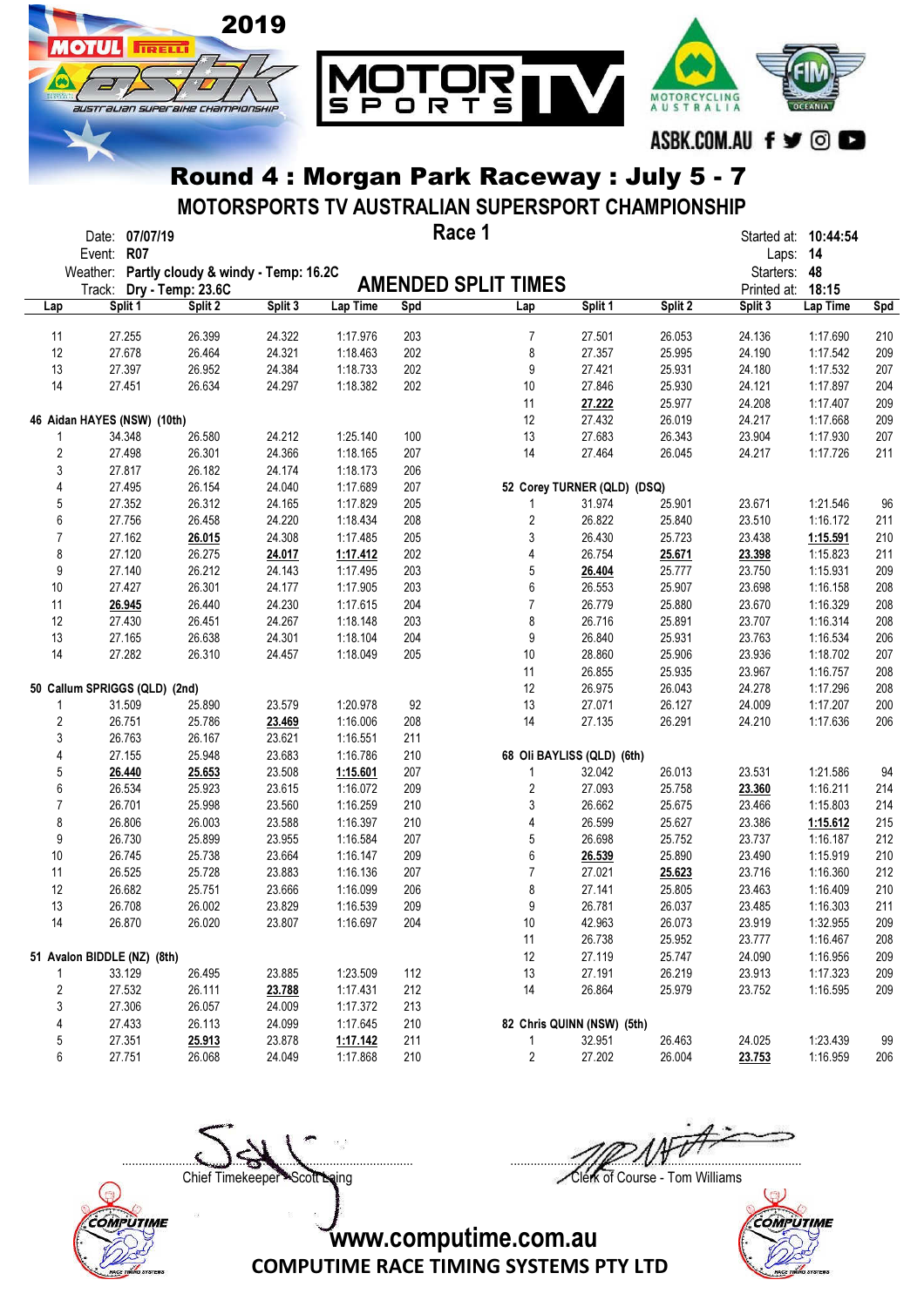# Round 4 : Morgan Park Raceway : July 5 - 7

## MOTORSPORTS TV AUSTRALIAN SUPERSPORT CHAMPIONSHIP

**Race 1**

**AMENDED SPLIT TIMES**

Date: **07/07/19**
Event: **R07**
Weather: **Partly cloudy & windy - Temp: 16.2C**
Track: **Dry - Temp: 23.6C**

Started at: **10:44:54**
Laps: **14**
Starters: **48**
Printed at: **18:15**

| Lap | Split 1 | Split 2 | Split 3 | Lap Time | Spd |
|---|---|---|---|---|---|
| 11 | 27.255 | 26.399 | 24.322 | 1:17.976 | 203 |
| 12 | 27.678 | 26.464 | 24.321 | 1:18.463 | 202 |
| 13 | 27.397 | 26.952 | 24.384 | 1:18.733 | 202 |
| 14 | 27.451 | 26.634 | 24.297 | 1:18.382 | 202 |

**46 Aidan HAYES (NSW) (10th)**

| Lap | Split 1 | Split 2 | Split 3 | Lap Time | Spd |
|---|---|---|---|---|---|
| 1 | 34.348 | 26.580 | 24.212 | 1:25.140 | 100 |
| 2 | 27.498 | 26.301 | 24.366 | 1:18.165 | 207 |
| 3 | 27.817 | 26.182 | 24.174 | 1:18.173 | 206 |
| 4 | 27.495 | 26.154 | 24.040 | 1:17.689 | 207 |
| 5 | 27.352 | 26.312 | 24.165 | 1:17.829 | 205 |
| 6 | 27.756 | 26.458 | 24.220 | 1:18.434 | 208 |
| 7 | 27.162 | **26.015** | 24.308 | 1:17.485 | 205 |
| 8 | 27.120 | 26.275 | **24.017** | **1:17.412** | 202 |
| 9 | 27.140 | 26.212 | 24.143 | 1:17.495 | 203 |
| 10 | 27.427 | 26.301 | 24.177 | 1:17.905 | 203 |
| 11 | **26.945** | 26.440 | 24.230 | 1:17.615 | 204 |
| 12 | 27.430 | 26.451 | 24.267 | 1:18.148 | 203 |
| 13 | 27.165 | 26.638 | 24.301 | 1:18.104 | 204 |
| 14 | 27.282 | 26.310 | 24.457 | 1:18.049 | 205 |

**50 Callum SPRIGGS (QLD) (2nd)**

| Lap | Split 1 | Split 2 | Split 3 | Lap Time | Spd |
|---|---|---|---|---|---|
| 1 | 31.509 | 25.890 | 23.579 | 1:20.978 | 92 |
| 2 | 26.751 | 25.786 | **23.469** | 1:16.006 | 208 |
| 3 | 26.763 | 26.167 | 23.621 | 1:16.551 | 211 |
| 4 | 27.155 | 25.948 | 23.683 | 1:16.786 | 210 |
| 5 | **26.440** | **25.653** | 23.508 | **1:15.601** | 207 |
| 6 | 26.534 | 25.923 | 23.615 | 1:16.072 | 209 |
| 7 | 26.701 | 25.998 | 23.560 | 1:16.259 | 210 |
| 8 | 26.806 | 26.003 | 23.588 | 1:16.397 | 210 |
| 9 | 26.730 | 25.899 | 23.955 | 1:16.584 | 207 |
| 10 | 26.745 | 25.738 | 23.664 | 1:16.147 | 209 |
| 11 | 26.525 | 25.728 | 23.883 | 1:16.136 | 207 |
| 12 | 26.682 | 25.751 | 23.666 | 1:16.099 | 206 |
| 13 | 26.708 | 26.002 | 23.829 | 1:16.539 | 209 |
| 14 | 26.870 | 26.020 | 23.807 | 1:16.697 | 204 |

**51 Avalon BIDDLE (NZ) (8th)**

| Lap | Split 1 | Split 2 | Split 3 | Lap Time | Spd |
|---|---|---|---|---|---|
| 1 | 33.129 | 26.495 | 23.885 | 1:23.509 | 112 |
| 2 | 27.532 | 26.111 | **23.788** | 1:17.431 | 212 |
| 3 | 27.306 | 26.057 | 24.009 | 1:17.372 | 213 |
| 4 | 27.433 | 26.113 | 24.099 | 1:17.645 | 210 |
| 5 | 27.351 | **25.913** | 23.878 | **1:17.142** | 211 |
| 6 | 27.751 | 26.068 | 24.049 | 1:17.868 | 210 |
| 7 | 27.501 | 26.053 | 24.136 | 1:17.690 | 210 |
| 8 | 27.357 | 25.995 | 24.190 | 1:17.542 | 209 |
| 9 | 27.421 | 25.931 | 24.180 | 1:17.532 | 207 |
| 10 | 27.846 | 25.930 | 24.121 | 1:17.897 | 204 |
| 11 | **27.222** | 25.977 | 24.208 | 1:17.407 | 209 |
| 12 | 27.432 | 26.019 | 24.217 | 1:17.668 | 209 |
| 13 | 27.683 | 26.343 | 23.904 | 1:17.930 | 207 |
| 14 | 27.464 | 26.045 | 24.217 | 1:17.726 | 211 |

**52 Corey TURNER (QLD) (DSQ)**

| Lap | Split 1 | Split 2 | Split 3 | Lap Time | Spd |
|---|---|---|---|---|---|
| 1 | 31.974 | 25.901 | 23.671 | 1:21.546 | 96 |
| 2 | 26.822 | 25.840 | 23.510 | 1:16.172 | 211 |
| 3 | 26.430 | 25.723 | 23.438 | **1:15.591** | 210 |
| 4 | 26.754 | **25.671** | **23.398** | 1:15.823 | 211 |
| 5 | **26.404** | 25.777 | 23.750 | 1:15.931 | 209 |
| 6 | 26.553 | 25.907 | 23.698 | 1:16.158 | 208 |
| 7 | 26.779 | 25.880 | 23.670 | 1:16.329 | 208 |
| 8 | 26.716 | 25.891 | 23.707 | 1:16.314 | 208 |
| 9 | 26.840 | 25.931 | 23.763 | 1:16.534 | 206 |
| 10 | 28.860 | 25.906 | 23.936 | 1:18.702 | 207 |
| 11 | 26.855 | 25.935 | 23.967 | 1:16.757 | 208 |
| 12 | 26.975 | 26.043 | 24.278 | 1:17.296 | 208 |
| 13 | 27.071 | 26.127 | 24.009 | 1:17.207 | 200 |
| 14 | 27.135 | 26.291 | 24.210 | 1:17.636 | 206 |

**68 Oli BAYLISS (QLD) (6th)**

| Lap | Split 1 | Split 2 | Split 3 | Lap Time | Spd |
|---|---|---|---|---|---|
| 1 | 32.042 | 26.013 | 23.531 | 1:21.586 | 94 |
| 2 | 27.093 | 25.758 | **23.360** | 1:16.211 | 214 |
| 3 | 26.662 | 25.675 | 23.466 | 1:15.803 | 214 |
| 4 | 26.599 | 25.627 | 23.386 | **1:15.612** | 215 |
| 5 | 26.698 | 25.752 | 23.737 | 1:16.187 | 212 |
| 6 | **26.539** | 25.890 | 23.490 | 1:15.919 | 210 |
| 7 | 27.021 | **25.623** | 23.716 | 1:16.360 | 212 |
| 8 | 27.141 | 25.805 | 23.463 | 1:16.409 | 210 |
| 9 | 26.781 | 26.037 | 23.485 | 1:16.303 | 211 |
| 10 | 42.963 | 26.073 | 23.919 | 1:32.955 | 209 |
| 11 | 26.738 | 25.952 | 23.777 | 1:16.467 | 208 |
| 12 | 27.119 | 25.747 | 24.090 | 1:16.956 | 209 |
| 13 | 27.191 | 26.219 | 23.913 | 1:17.323 | 209 |
| 14 | 26.864 | 25.979 | 23.752 | 1:16.595 | 209 |

**82 Chris QUINN (NSW) (5th)**

| Lap | Split 1 | Split 2 | Split 3 | Lap Time | Spd |
|---|---|---|---|---|---|
| 1 | 32.951 | 26.463 | 24.025 | 1:23.439 | 99 |
| 2 | 27.202 | 26.004 | **23.753** | 1:16.959 | 206 |

Chief Timekeeper - Scott Laing

Clerk of Course - Tom Williams

www.computime.com.au
COMPUTIME RACE TIMING SYSTEMS PTY LTD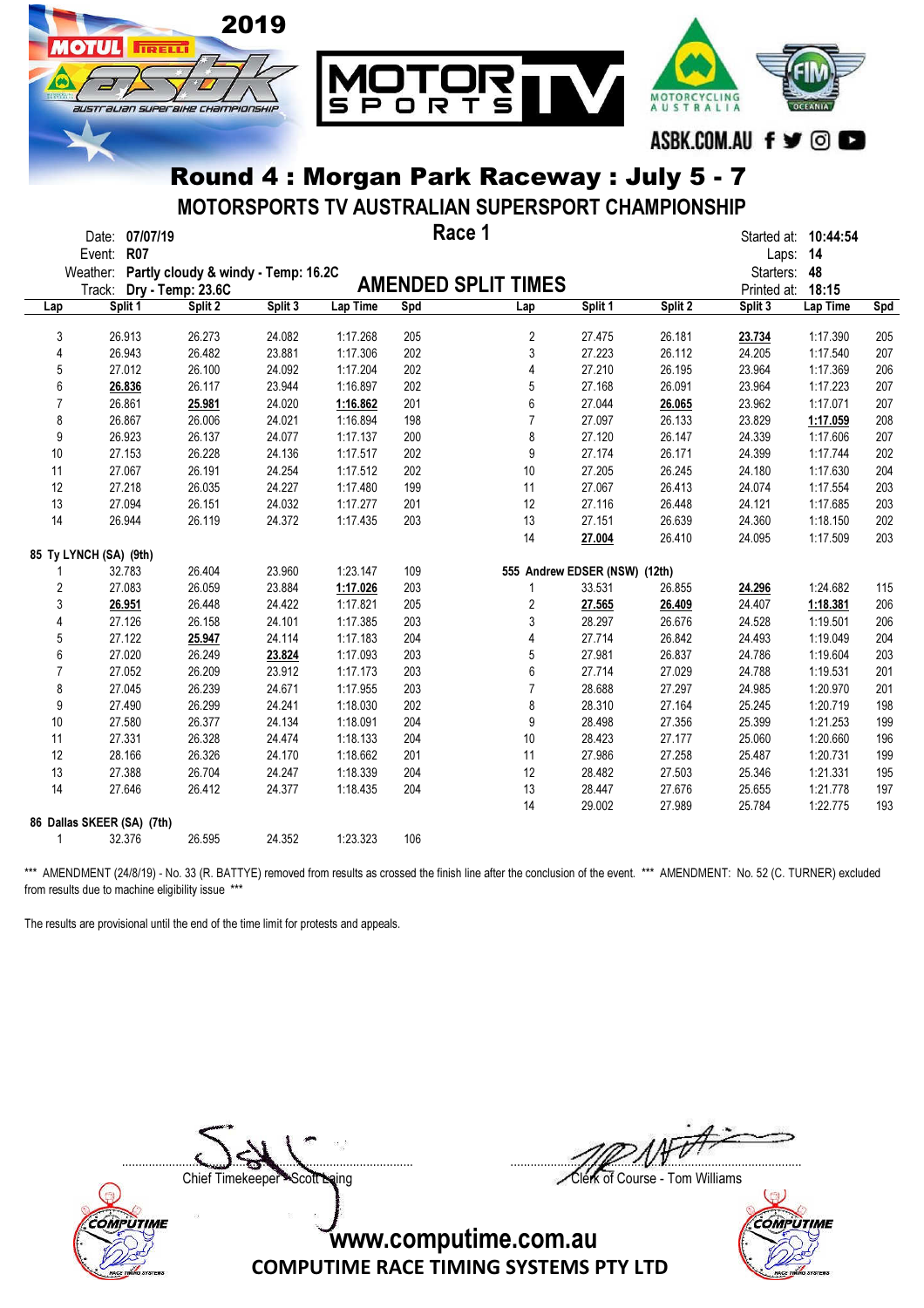## Round 4 : Morgan Park Raceway : July 5 - 7

### MOTORSPORTS TV AUSTRALIAN SUPERSPORT CHAMPIONSHIP

Date: **07/07/19**
Event: **R07**
Weather: **Partly cloudy & windy - Temp: 16.2C**
Track: **Dry - Temp: 23.6C**

**Race 1**

**AMENDED SPLIT TIMES**

Started at: **10:44:54**
Laps: **14**
Starters: **48**
Printed at: **18:15**

| Lap | Split 1 | Split 2 | Split 3 | Lap Time | Spd |
|---|---|---|---|---|---|
| 3 | 26.913 | 26.273 | 24.082 | 1:17.268 | 205 |
| 4 | 26.943 | 26.482 | 23.881 | 1:17.306 | 202 |
| 5 | 27.012 | 26.100 | 24.092 | 1:17.204 | 202 |
| 6 | **26.836** | 26.117 | 23.944 | 1:16.897 | 202 |
| 7 | 26.861 | **25.981** | 24.020 | **1:16.862** | 201 |
| 8 | 26.867 | 26.006 | 24.021 | 1:16.894 | 198 |
| 9 | 26.923 | 26.137 | 24.077 | 1:17.137 | 200 |
| 10 | 27.153 | 26.228 | 24.136 | 1:17.517 | 202 |
| 11 | 27.067 | 26.191 | 24.254 | 1:17.512 | 202 |
| 12 | 27.218 | 26.035 | 24.227 | 1:17.480 | 199 |
| 13 | 27.094 | 26.151 | 24.032 | 1:17.277 | 201 |
| 14 | 26.944 | 26.119 | 24.372 | 1:17.435 | 203 |

**85 Ty LYNCH (SA) (9th)**

| Lap | Split 1 | Split 2 | Split 3 | Lap Time | Spd |
|---|---|---|---|---|---|
| 1 | 32.783 | 26.404 | 23.960 | 1:23.147 | 109 |
| 2 | 27.083 | 26.059 | 23.884 | **1:17.026** | 203 |
| 3 | **26.951** | 26.448 | 24.422 | 1:17.821 | 205 |
| 4 | 27.126 | 26.158 | 24.101 | 1:17.385 | 203 |
| 5 | 27.122 | **25.947** | 24.114 | 1:17.183 | 204 |
| 6 | 27.020 | 26.249 | **23.824** | 1:17.093 | 203 |
| 7 | 27.052 | 26.209 | 23.912 | 1:17.173 | 203 |
| 8 | 27.045 | 26.239 | 24.671 | 1:17.955 | 203 |
| 9 | 27.490 | 26.299 | 24.241 | 1:18.030 | 202 |
| 10 | 27.580 | 26.377 | 24.134 | 1:18.091 | 204 |
| 11 | 27.331 | 26.328 | 24.474 | 1:18.133 | 204 |
| 12 | 28.166 | 26.326 | 24.170 | 1:18.662 | 201 |
| 13 | 27.388 | 26.704 | 24.247 | 1:18.339 | 204 |
| 14 | 27.646 | 26.412 | 24.377 | 1:18.435 | 204 |

**86 Dallas SKEER (SA) (7th)**

| Lap | Split 1 | Split 2 | Split 3 | Lap Time | Spd |
|---|---|---|---|---|---|
| 1 | 32.376 | 26.595 | 24.352 | 1:23.323 | 106 |

| Lap | Split 1 | Split 2 | Split 3 | Lap Time | Spd |
|---|---|---|---|---|---|
| 2 | 27.475 | 26.181 | **23.734** | 1:17.390 | 205 |
| 3 | 27.223 | 26.112 | 24.205 | 1:17.540 | 207 |
| 4 | 27.210 | 26.195 | 23.964 | 1:17.369 | 206 |
| 5 | 27.168 | 26.091 | 23.964 | 1:17.223 | 207 |
| 6 | 27.044 | **26.065** | 23.962 | 1:17.071 | 207 |
| 7 | 27.097 | 26.133 | 23.829 | **1:17.059** | 208 |
| 8 | 27.120 | 26.147 | 24.339 | 1:17.606 | 207 |
| 9 | 27.174 | 26.171 | 24.399 | 1:17.744 | 202 |
| 10 | 27.205 | 26.245 | 24.180 | 1:17.630 | 204 |
| 11 | 27.067 | 26.413 | 24.074 | 1:17.554 | 203 |
| 12 | 27.116 | 26.448 | 24.121 | 1:17.685 | 203 |
| 13 | 27.151 | 26.639 | 24.360 | 1:18.150 | 202 |
| 14 | **27.004** | 26.410 | 24.095 | 1:17.509 | 203 |

**555 Andrew EDSER (NSW) (12th)**

| Lap | Split 1 | Split 2 | Split 3 | Lap Time | Spd |
|---|---|---|---|---|---|
| 1 | 33.531 | 26.855 | **24.296** | 1:24.682 | 115 |
| 2 | **27.565** | **26.409** | 24.407 | **1:18.381** | 206 |
| 3 | 28.297 | 26.676 | 24.528 | 1:19.501 | 206 |
| 4 | 27.714 | 26.842 | 24.493 | 1:19.049 | 204 |
| 5 | 27.981 | 26.837 | 24.786 | 1:19.604 | 203 |
| 6 | 27.714 | 27.029 | 24.788 | 1:19.531 | 201 |
| 7 | 28.688 | 27.297 | 24.985 | 1:20.970 | 201 |
| 8 | 28.310 | 27.164 | 25.245 | 1:20.719 | 198 |
| 9 | 28.498 | 27.356 | 25.399 | 1:21.253 | 199 |
| 10 | 28.423 | 27.177 | 25.060 | 1:20.660 | 196 |
| 11 | 27.986 | 27.258 | 25.487 | 1:20.731 | 199 |
| 12 | 28.482 | 27.503 | 25.346 | 1:21.331 | 195 |
| 13 | 28.447 | 27.676 | 25.655 | 1:21.778 | 197 |
| 14 | 29.002 | 27.989 | 25.784 | 1:22.775 | 193 |

*** AMENDMENT (24/8/19) - No. 33 (R. BATTYE) removed from results as crossed the finish line after the conclusion of the event. *** AMENDMENT: No. 52 (C. TURNER) excluded from results due to machine eligibility issue ***

The results are provisional until the end of the time limit for protests and appeals.

Chief Timekeeper - Scott Laing

Clerk of Course - Tom Williams

www.computime.com.au
COMPUTIME RACE TIMING SYSTEMS PTY LTD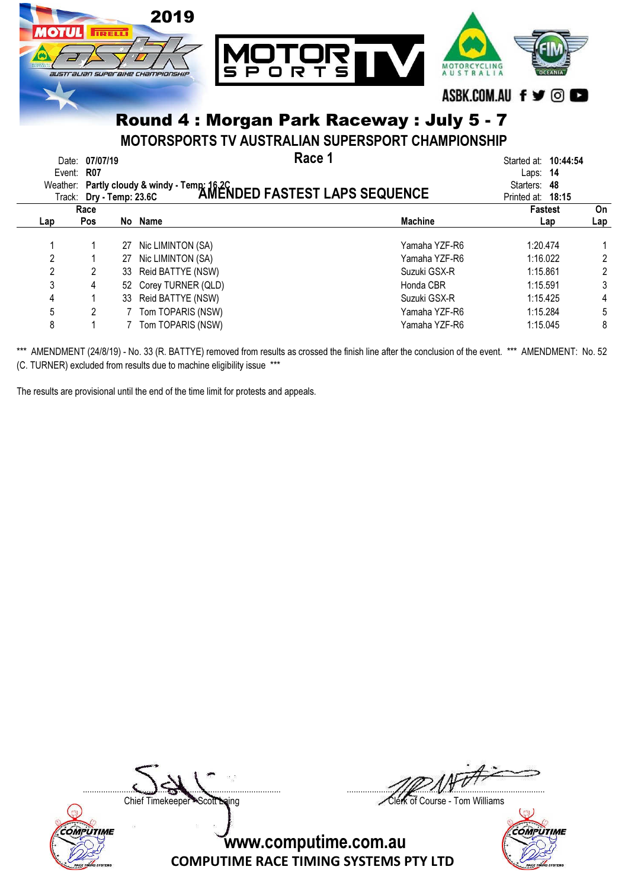# Round 4 : Morgan Park Raceway : July 5 - 7

## MOTORSPORTS TV AUSTRALIAN SUPERSPORT CHAMPIONSHIP

Date: **07/07/19**
Event: **R07**
Weather: **Partly cloudy & windy - Temp: 16.2C**
Track: **Dry - Temp: 23.6C**

**Race 1**

**AMENDED FASTEST LAPS SEQUENCE**

Started at: **10:44:54**
Laps: **14**
Starters: **48**
Printed at: **18:15**

| Lap | Race Pos | No | Name | Machine | Fastest Lap | On Lap |
|---|---|---|---|---|---|---|
| 1 | 1 | 27 | Nic LIMINTON (SA) | Yamaha YZF-R6 | 1:20.474 | 1 |
| 2 | 1 | 27 | Nic LIMINTON (SA) | Yamaha YZF-R6 | 1:16.022 | 2 |
| 2 | 2 | 33 | Reid BATTYE (NSW) | Suzuki GSX-R | 1:15.861 | 2 |
| 3 | 4 | 52 | Corey TURNER (QLD) | Honda CBR | 1:15.591 | 3 |
| 4 | 1 | 33 | Reid BATTYE (NSW) | Suzuki GSX-R | 1:15.425 | 4 |
| 5 | 2 | 7 | Tom TOPARIS (NSW) | Yamaha YZF-R6 | 1:15.284 | 5 |
| 8 | 1 | 7 | Tom TOPARIS (NSW) | Yamaha YZF-R6 | 1:15.045 | 8 |

*** AMENDMENT (24/8/19) - No. 33 (R. BATTYE) removed from results as crossed the finish line after the conclusion of the event. *** AMENDMENT: No. 52 (C. TURNER) excluded from results due to machine eligibility issue ***

The results are provisional until the end of the time limit for protests and appeals.

Chief Timekeeper - Scott Laing

Clerk of Course - Tom Williams

www.computime.com.au
COMPUTIME RACE TIMING SYSTEMS PTY LTD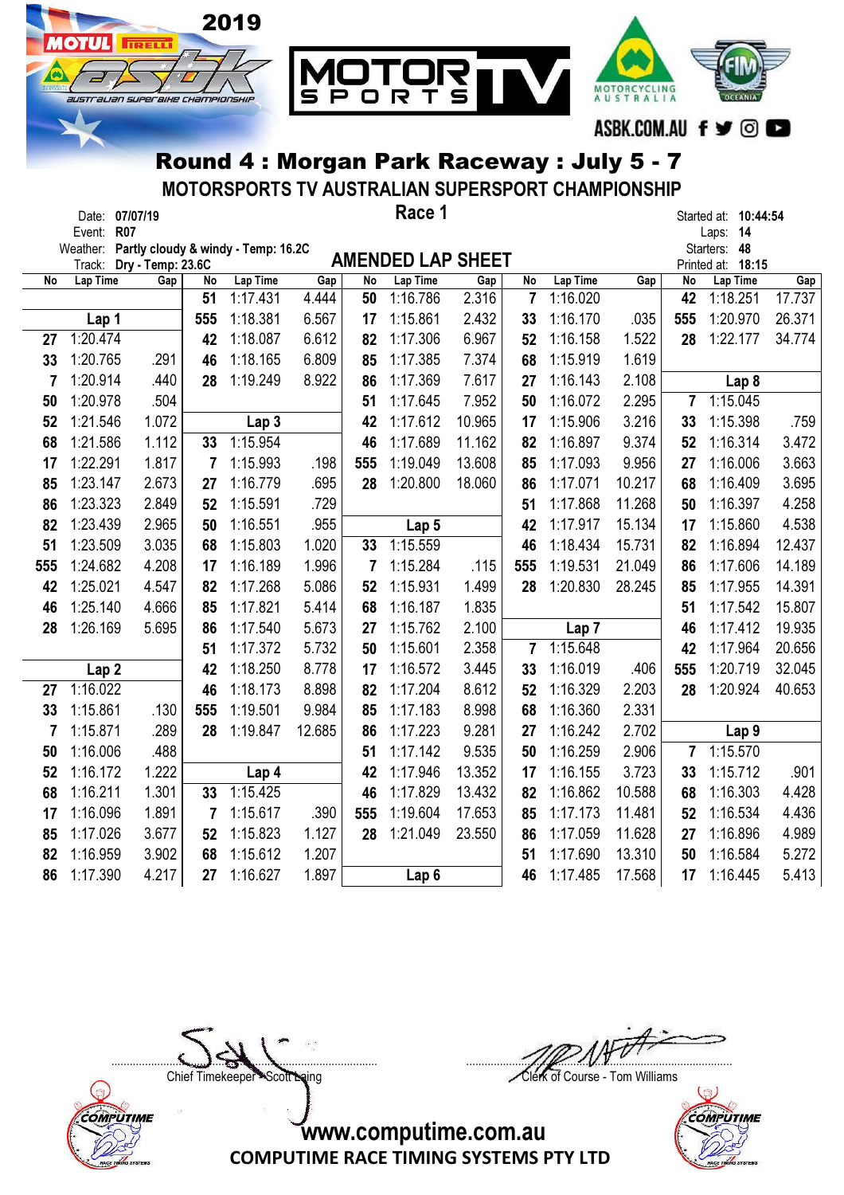# 2019 ASBK – Australian Superbike Championship

## Round 4 : Morgan Park Raceway : July 5 - 7

### MOTORSPORTS TV AUSTRALIAN SUPERSPORT CHAMPIONSHIP

**Race 1**

Date: **07/07/19**
Event: **R07**
Weather: **Partly cloudy & windy - Temp: 16.2C**
Track: **Dry - Temp: 23.6C**

Started at: **10:44:54**
Laps: **14**
Starters: **48**
Printed at: **18:15**

**AMENDED LAP SHEET**

| No | Lap Time | Gap | No | Lap Time | Gap | No | Lap Time | Gap | No | Lap Time | Gap | No | Lap Time | Gap |
|---|---|---|---|---|---|---|---|---|---|---|---|---|---|---|
| | | | 51 | 1:17.431 | 4.444 | 50 | 1:16.786 | 2.316 | 7 | 1:16.020 | | 42 | 1:18.251 | 17.737 |
| | **Lap 1** | | 555 | 1:18.381 | 6.567 | 17 | 1:15.861 | 2.432 | 33 | 1:16.170 | .035 | 555 | 1:20.970 | 26.371 |
| 27 | 1:20.474 | | 42 | 1:18.087 | 6.612 | 82 | 1:17.306 | 6.967 | 52 | 1:16.158 | 1.522 | 28 | 1:22.177 | 34.774 |
| 33 | 1:20.765 | .291 | 46 | 1:18.165 | 6.809 | 85 | 1:17.385 | 7.374 | 68 | 1:15.919 | 1.619 | | | |
| 7 | 1:20.914 | .440 | 28 | 1:19.249 | 8.922 | 86 | 1:17.369 | 7.617 | 27 | 1:16.143 | 2.108 | | **Lap 8** | |
| 50 | 1:20.978 | .504 | | | | 51 | 1:17.645 | 7.952 | 50 | 1:16.072 | 2.295 | 7 | 1:15.045 | |
| 52 | 1:21.546 | 1.072 | | **Lap 3** | | 42 | 1:17.612 | 10.965 | 17 | 1:15.906 | 3.216 | 33 | 1:15.398 | .759 |
| 68 | 1:21.586 | 1.112 | 33 | 1:15.954 | | 46 | 1:17.689 | 11.162 | 82 | 1:16.897 | 9.374 | 52 | 1:16.314 | 3.472 |
| 17 | 1:22.291 | 1.817 | 7 | 1:15.993 | .198 | 555 | 1:19.049 | 13.608 | 85 | 1:17.093 | 9.956 | 27 | 1:16.006 | 3.663 |
| 85 | 1:23.147 | 2.673 | 27 | 1:16.779 | .695 | 28 | 1:20.800 | 18.060 | 86 | 1:17.071 | 10.217 | 68 | 1:16.409 | 3.695 |
| 86 | 1:23.323 | 2.849 | 52 | 1:15.591 | .729 | | | | 51 | 1:17.868 | 11.268 | 50 | 1:16.397 | 4.258 |
| 82 | 1:23.439 | 2.965 | 50 | 1:16.551 | .955 | | **Lap 5** | | 42 | 1:17.917 | 15.134 | 17 | 1:15.860 | 4.538 |
| 51 | 1:23.509 | 3.035 | 68 | 1:15.803 | 1.020 | 33 | 1:15.559 | | 46 | 1:18.434 | 15.731 | 82 | 1:16.894 | 12.437 |
| 555 | 1:24.682 | 4.208 | 17 | 1:16.189 | 1.996 | 7 | 1:15.284 | .115 | 555 | 1:19.531 | 21.049 | 86 | 1:17.606 | 14.189 |
| 42 | 1:25.021 | 4.547 | 82 | 1:17.268 | 5.086 | 52 | 1:15.931 | 1.499 | 28 | 1:20.830 | 28.245 | 85 | 1:17.955 | 14.391 |
| 46 | 1:25.140 | 4.666 | 85 | 1:17.821 | 5.414 | 68 | 1:16.187 | 1.835 | | | | 51 | 1:17.542 | 15.807 |
| 28 | 1:26.169 | 5.695 | 86 | 1:17.540 | 5.673 | 27 | 1:15.762 | 2.100 | | **Lap 7** | | 46 | 1:17.412 | 19.935 |
| | | | 51 | 1:17.372 | 5.732 | 50 | 1:15.601 | 2.358 | 7 | 1:15.648 | | 42 | 1:17.964 | 20.656 |
| | **Lap 2** | | 42 | 1:18.250 | 8.778 | 17 | 1:16.572 | 3.445 | 33 | 1:16.019 | .406 | 555 | 1:20.719 | 32.045 |
| 27 | 1:16.022 | | 46 | 1:18.173 | 8.898 | 82 | 1:17.204 | 8.612 | 52 | 1:16.329 | 2.203 | 28 | 1:20.924 | 40.653 |
| 33 | 1:15.861 | .130 | 555 | 1:19.501 | 9.984 | 85 | 1:17.183 | 8.998 | 68 | 1:16.360 | 2.331 | | | |
| 7 | 1:15.871 | .289 | 28 | 1:19.847 | 12.685 | 86 | 1:17.223 | 9.281 | 27 | 1:16.242 | 2.702 | | **Lap 9** | |
| 50 | 1:16.006 | .488 | | | | 51 | 1:17.142 | 9.535 | 50 | 1:16.259 | 2.906 | 7 | 1:15.570 | |
| 52 | 1:16.172 | 1.222 | | **Lap 4** | | 42 | 1:17.946 | 13.352 | 17 | 1:16.155 | 3.723 | 33 | 1:15.712 | .901 |
| 68 | 1:16.211 | 1.301 | 33 | 1:15.425 | | 46 | 1:17.829 | 13.432 | 82 | 1:16.862 | 10.588 | 68 | 1:16.303 | 4.428 |
| 17 | 1:16.096 | 1.891 | 7 | 1:15.617 | .390 | 555 | 1:19.604 | 17.653 | 85 | 1:17.173 | 11.481 | 52 | 1:16.534 | 4.436 |
| 85 | 1:17.026 | 3.677 | 52 | 1:15.823 | 1.127 | 28 | 1:21.049 | 23.550 | 86 | 1:17.059 | 11.628 | 27 | 1:16.896 | 4.989 |
| 82 | 1:16.959 | 3.902 | 68 | 1:15.612 | 1.207 | | | | 51 | 1:17.690 | 13.310 | 50 | 1:16.584 | 5.272 |
| 86 | 1:17.390 | 4.217 | 27 | 1:16.627 | 1.897 | | **Lap 6** | | 46 | 1:17.485 | 17.568 | 17 | 1:16.445 | 5.413 |

Chief Timekeeper - Scott Laing

Clerk of Course - Tom Williams

www.computime.com.au
COMPUTIME RACE TIMING SYSTEMS PTY LTD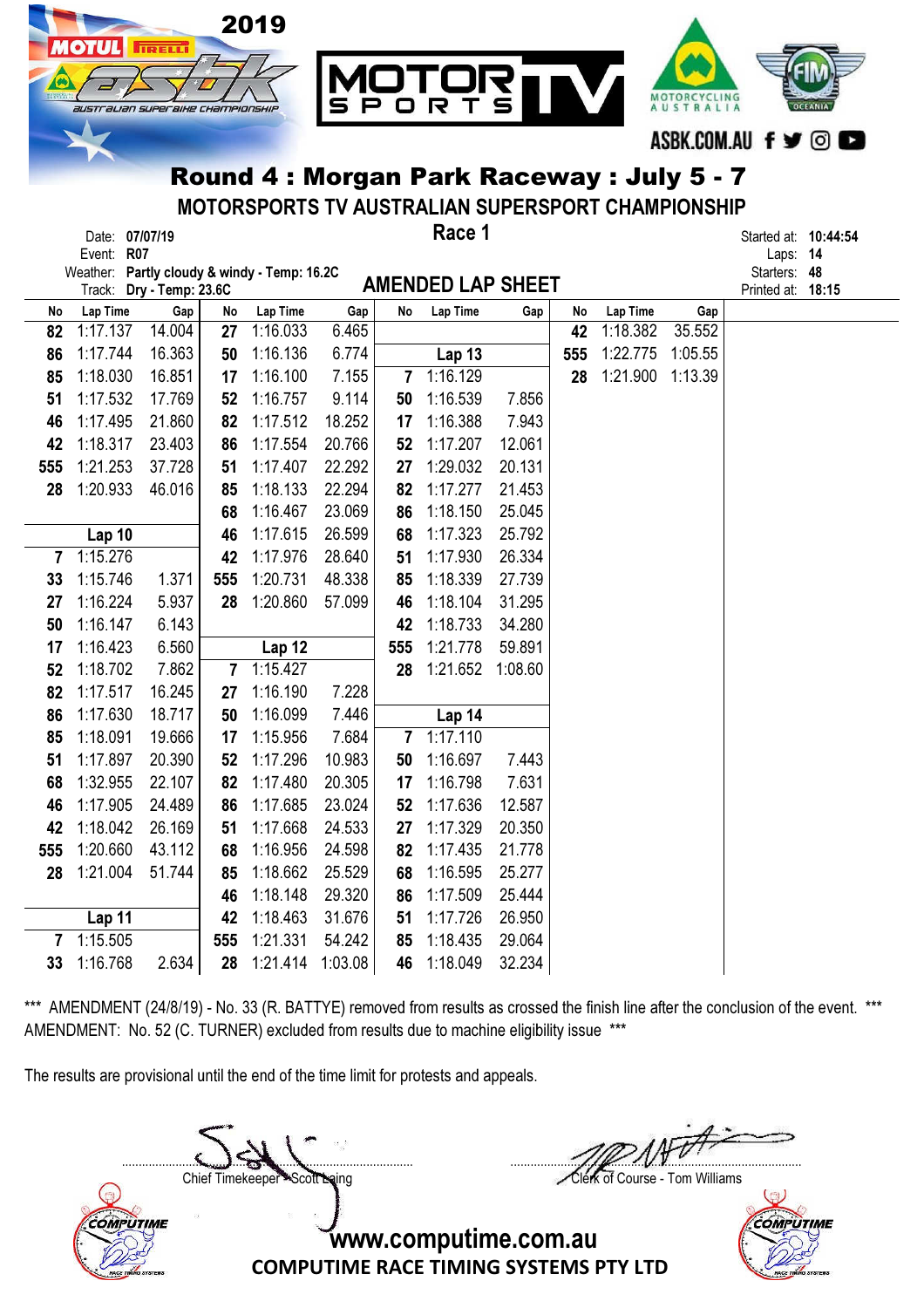# Round 4 : Morgan Park Raceway : July 5 - 7

## MOTORSPORTS TV AUSTRALIAN SUPERSPORT CHAMPIONSHIP

### Race 1

Date: **07/07/19**
Event: **R07**
Weather: **Partly cloudy & windy - Temp: 16.2C**
Track: **Dry - Temp: 23.6C**

Started at: **10:44:54**
Laps: **14**
Starters: **48**
Printed at: **18:15**

### AMENDED LAP SHEET

| No | Lap Time | Gap | No | Lap Time | Gap | No | Lap Time | Gap | No | Lap Time | Gap |
|---|---|---|---|---|---|---|---|---|---|---|---|
| 82 | 1:17.137 | 14.004 | 27 | 1:16.033 | 6.465 | | | | 42 | 1:18.382 | 35.552 |
| 86 | 1:17.744 | 16.363 | 50 | 1:16.136 | 6.774 | | **Lap 13** | | 555 | 1:22.775 | 1:05.55 |
| 85 | 1:18.030 | 16.851 | 17 | 1:16.100 | 7.155 | 7 | 1:16.129 | | 28 | 1:21.900 | 1:13.39 |
| 51 | 1:17.532 | 17.769 | 52 | 1:16.757 | 9.114 | 50 | 1:16.539 | 7.856 | | | |
| 46 | 1:17.495 | 21.860 | 82 | 1:17.512 | 18.252 | 17 | 1:16.388 | 7.943 | | | |
| 42 | 1:18.317 | 23.403 | 86 | 1:17.554 | 20.766 | 52 | 1:17.207 | 12.061 | | | |
| 555 | 1:21.253 | 37.728 | 51 | 1:17.407 | 22.292 | 27 | 1:29.032 | 20.131 | | | |
| 28 | 1:20.933 | 46.016 | 85 | 1:18.133 | 22.294 | 82 | 1:17.277 | 21.453 | | | |
| | | | 68 | 1:16.467 | 23.069 | 86 | 1:18.150 | 25.045 | | | |
| | **Lap 10** | | 46 | 1:17.615 | 26.599 | 68 | 1:17.323 | 25.792 | | | |
| 7 | 1:15.276 | | 42 | 1:17.976 | 28.640 | 51 | 1:17.930 | 26.334 | | | |
| 33 | 1:15.746 | 1.371 | 555 | 1:20.731 | 48.338 | 85 | 1:18.339 | 27.739 | | | |
| 27 | 1:16.224 | 5.937 | 28 | 1:20.860 | 57.099 | 46 | 1:18.104 | 31.295 | | | |
| 50 | 1:16.147 | 6.143 | | | | 42 | 1:18.733 | 34.280 | | | |
| 17 | 1:16.423 | 6.560 | | **Lap 12** | | 555 | 1:21.778 | 59.891 | | | |
| 52 | 1:18.702 | 7.862 | 7 | 1:15.427 | | 28 | 1:21.652 | 1:08.60 | | | |
| 82 | 1:17.517 | 16.245 | 27 | 1:16.190 | 7.228 | | | | | | |
| 86 | 1:17.630 | 18.717 | 50 | 1:16.099 | 7.446 | | **Lap 14** | | | | |
| 85 | 1:18.091 | 19.666 | 17 | 1:15.956 | 7.684 | 7 | 1:17.110 | | | | |
| 51 | 1:17.897 | 20.390 | 52 | 1:17.296 | 10.983 | 50 | 1:16.697 | 7.443 | | | |
| 68 | 1:32.955 | 22.107 | 82 | 1:17.480 | 20.305 | 17 | 1:16.798 | 7.631 | | | |
| 46 | 1:17.905 | 24.489 | 86 | 1:17.685 | 23.024 | 52 | 1:17.636 | 12.587 | | | |
| 42 | 1:18.042 | 26.169 | 51 | 1:17.668 | 24.533 | 27 | 1:17.329 | 20.350 | | | |
| 555 | 1:20.660 | 43.112 | 68 | 1:16.956 | 24.598 | 82 | 1:17.435 | 21.778 | | | |
| 28 | 1:21.004 | 51.744 | 85 | 1:18.662 | 25.529 | 68 | 1:16.595 | 25.277 | | | |
| | | | 46 | 1:18.148 | 29.320 | 86 | 1:17.509 | 25.444 | | | |
| | **Lap 11** | | 42 | 1:18.463 | 31.676 | 51 | 1:17.726 | 26.950 | | | |
| 7 | 1:15.505 | | 555 | 1:21.331 | 54.242 | 85 | 1:18.435 | 29.064 | | | |
| 33 | 1:16.768 | 2.634 | 28 | 1:21.414 | 1:03.08 | 46 | 1:18.049 | 32.234 | | | |

*** AMENDMENT (24/8/19) - No. 33 (R. BATTYE) removed from results as crossed the finish line after the conclusion of the event. ***
AMENDMENT: No. 52 (C. TURNER) excluded from results due to machine eligibility issue ***

The results are provisional until the end of the time limit for protests and appeals.

Chief Timekeeper - Scott Laing

Clerk of Course - Tom Williams

www.computime.com.au
COMPUTIME RACE TIMING SYSTEMS PTY LTD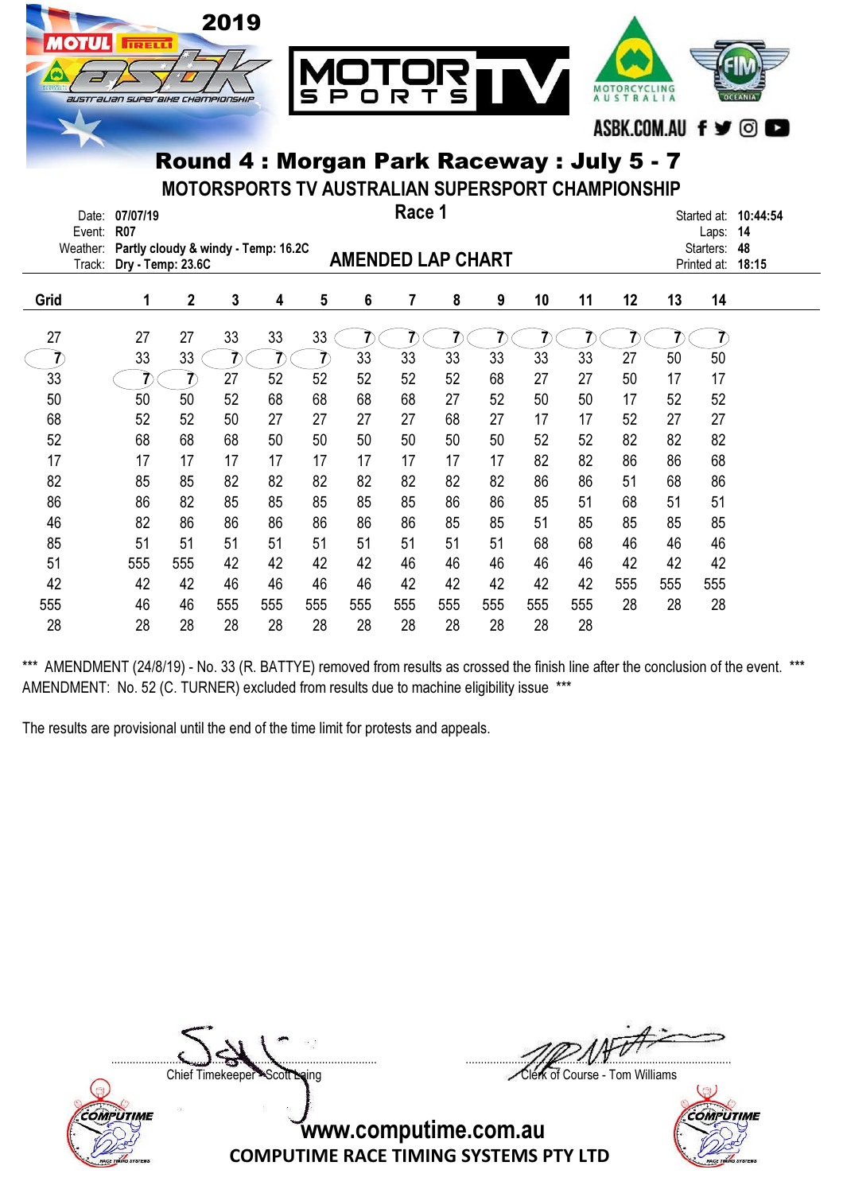# Round 4 : Morgan Park Raceway : July 5 - 7

## MOTORSPORTS TV AUSTRALIAN SUPERSPORT CHAMPIONSHIP

Date: **07/07/19**
Event: **R07**
Weather: **Partly cloudy & windy - Temp: 16.2C**
Track: **Dry - Temp: 23.6C**

**Race 1**

**AMENDED LAP CHART**

Started at: **10:44:54**
Laps: **14**
Starters: **48**
Printed at: **18:15**

| Grid | 1 | 2 | 3 | 4 | 5 | 6 | 7 | 8 | 9 | 10 | 11 | 12 | 13 | 14 |
|---|---|---|---|---|---|---|---|---|---|---|---|---|---|---|
| 27 | 27 | 27 | 33 | 33 | 33 | 7 | 7 | 7 | 7 | 7 | 7 | 7 | 7 | 7 |
| 7 | 33 | 33 | 7 | 7 | 7 | 33 | 33 | 33 | 33 | 33 | 33 | 27 | 50 | 50 |
| 33 | 7 | 7 | 27 | 52 | 52 | 52 | 52 | 52 | 68 | 27 | 27 | 50 | 17 | 17 |
| 50 | 50 | 50 | 52 | 68 | 68 | 68 | 68 | 27 | 52 | 50 | 50 | 17 | 52 | 52 |
| 68 | 52 | 52 | 50 | 27 | 27 | 27 | 27 | 68 | 27 | 17 | 17 | 52 | 27 | 27 |
| 52 | 68 | 68 | 68 | 50 | 50 | 50 | 50 | 50 | 50 | 52 | 52 | 82 | 82 | 82 |
| 17 | 17 | 17 | 17 | 17 | 17 | 17 | 17 | 17 | 17 | 82 | 82 | 86 | 86 | 68 |
| 82 | 85 | 85 | 82 | 82 | 82 | 82 | 82 | 82 | 82 | 86 | 86 | 51 | 68 | 86 |
| 86 | 86 | 82 | 85 | 85 | 85 | 85 | 85 | 86 | 86 | 85 | 51 | 68 | 51 | 51 |
| 46 | 82 | 86 | 86 | 86 | 86 | 86 | 86 | 85 | 85 | 51 | 85 | 85 | 85 | 85 |
| 85 | 51 | 51 | 51 | 51 | 51 | 51 | 51 | 51 | 51 | 68 | 68 | 46 | 46 | 46 |
| 51 | 555 | 555 | 42 | 42 | 42 | 42 | 46 | 46 | 46 | 46 | 46 | 42 | 42 | 42 |
| 42 | 42 | 42 | 46 | 46 | 46 | 46 | 42 | 42 | 42 | 42 | 42 | 555 | 555 | 555 |
| 555 | 46 | 46 | 555 | 555 | 555 | 555 | 555 | 555 | 555 | 555 | 555 | 28 | 28 | 28 |
| 28 | 28 | 28 | 28 | 28 | 28 | 28 | 28 | 28 | 28 | 28 | 28 | | | |

*** AMENDMENT (24/8/19) - No. 33 (R. BATTYE) removed from results as crossed the finish line after the conclusion of the event. ***
AMENDMENT: No. 52 (C. TURNER) excluded from results due to machine eligibility issue ***

The results are provisional until the end of the time limit for protests and appeals.

Chief Timekeeper - Scott Laing

Clerk of Course - Tom Williams

www.computime.com.au
COMPUTIME RACE TIMING SYSTEMS PTY LTD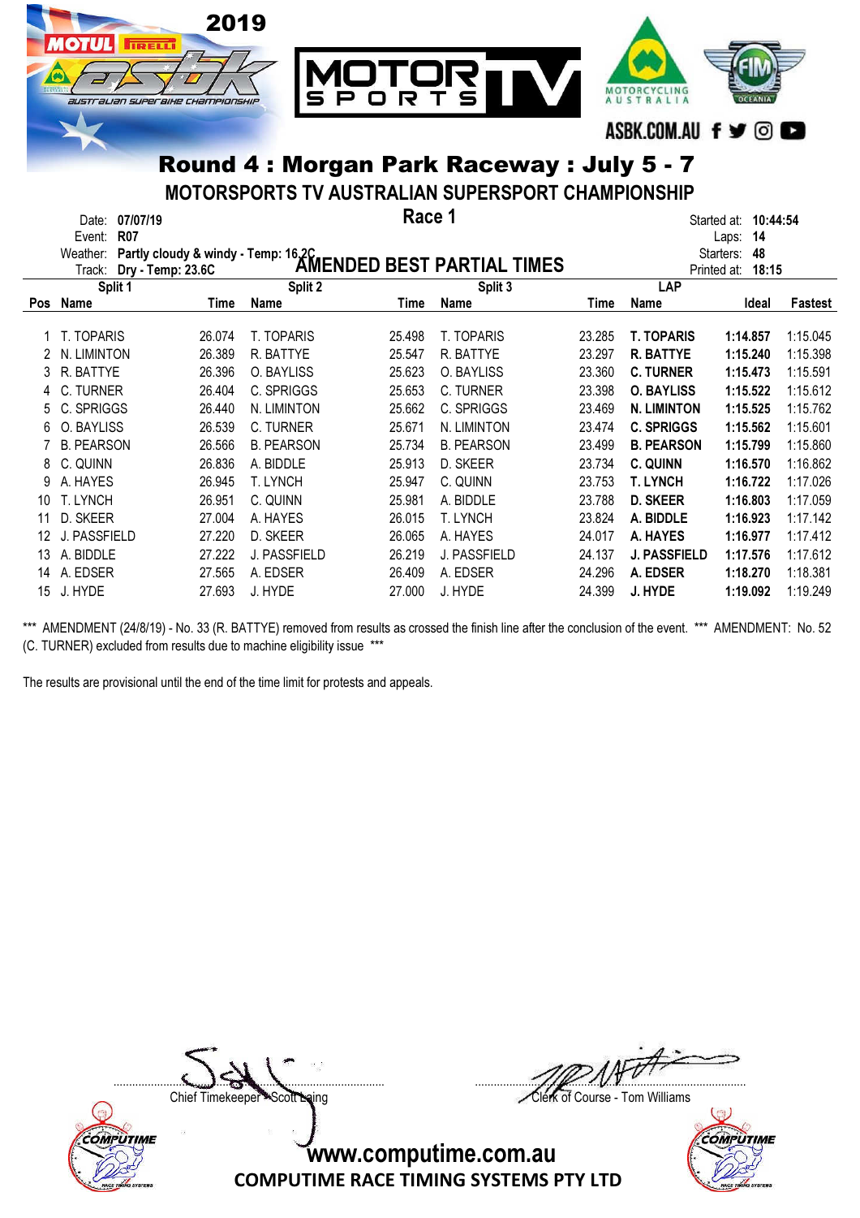## Round 4 : Morgan Park Raceway : July 5 - 7

### MOTORSPORTS TV AUSTRALIAN SUPERSPORT CHAMPIONSHIP

### Race 1

Date: 07/07/19
Event: R07
Weather: Partly cloudy & windy - Temp: 16.2C
Track: Dry - Temp: 23.6C

Started at: 10:44:54
Laps: 14
Starters: 48
Printed at: 18:15

### AMENDED BEST PARTIAL TIMES

| | Split 1 | | Split 2 | | Split 3 | | LAP | | |
|---|---|---|---|---|---|---|---|---|---|
| Pos | Name | Time | Name | Time | Name | Time | Name | Ideal | Fastest |
| 1 | T. TOPARIS | 26.074 | T. TOPARIS | 25.498 | T. TOPARIS | 23.285 | **T. TOPARIS** | **1:14.857** | 1:15.045 |
| 2 | N. LIMINTON | 26.389 | R. BATTYE | 25.547 | R. BATTYE | 23.297 | **R. BATTYE** | **1:15.240** | 1:15.398 |
| 3 | R. BATTYE | 26.396 | O. BAYLISS | 25.623 | O. BAYLISS | 23.360 | **C. TURNER** | **1:15.473** | 1:15.591 |
| 4 | C. TURNER | 26.404 | C. SPRIGGS | 25.653 | C. TURNER | 23.398 | **O. BAYLISS** | **1:15.522** | 1:15.612 |
| 5 | C. SPRIGGS | 26.440 | N. LIMINTON | 25.662 | C. SPRIGGS | 23.469 | **N. LIMINTON** | **1:15.525** | 1:15.762 |
| 6 | O. BAYLISS | 26.539 | C. TURNER | 25.671 | N. LIMINTON | 23.474 | **C. SPRIGGS** | **1:15.562** | 1:15.601 |
| 7 | B. PEARSON | 26.566 | B. PEARSON | 25.734 | B. PEARSON | 23.499 | **B. PEARSON** | **1:15.799** | 1:15.860 |
| 8 | C. QUINN | 26.836 | A. BIDDLE | 25.913 | D. SKEER | 23.734 | **C. QUINN** | **1:16.570** | 1:16.862 |
| 9 | A. HAYES | 26.945 | T. LYNCH | 25.947 | C. QUINN | 23.753 | **T. LYNCH** | **1:16.722** | 1:17.026 |
| 10 | T. LYNCH | 26.951 | C. QUINN | 25.981 | A. BIDDLE | 23.788 | **D. SKEER** | **1:16.803** | 1:17.059 |
| 11 | D. SKEER | 27.004 | A. HAYES | 26.015 | T. LYNCH | 23.824 | **A. BIDDLE** | **1:16.923** | 1:17.142 |
| 12 | J. PASSFIELD | 27.220 | D. SKEER | 26.065 | A. HAYES | 24.017 | **A. HAYES** | **1:16.977** | 1:17.412 |
| 13 | A. BIDDLE | 27.222 | J. PASSFIELD | 26.219 | J. PASSFIELD | 24.137 | **J. PASSFIELD** | **1:17.576** | 1:17.612 |
| 14 | A. EDSER | 27.565 | A. EDSER | 26.409 | A. EDSER | 24.296 | **A. EDSER** | **1:18.270** | 1:18.381 |
| 15 | J. HYDE | 27.693 | J. HYDE | 27.000 | J. HYDE | 24.399 | **J. HYDE** | **1:19.092** | 1:19.249 |

*** AMENDMENT (24/8/19) - No. 33 (R. BATTYE) removed from results as crossed the finish line after the conclusion of the event. *** AMENDMENT: No. 52 (C. TURNER) excluded from results due to machine eligibility issue ***

The results are provisional until the end of the time limit for protests and appeals.

Chief Timekeeper - Scott Laing

Clerk of Course - Tom Williams

www.computime.com.au
COMPUTIME RACE TIMING SYSTEMS PTY LTD